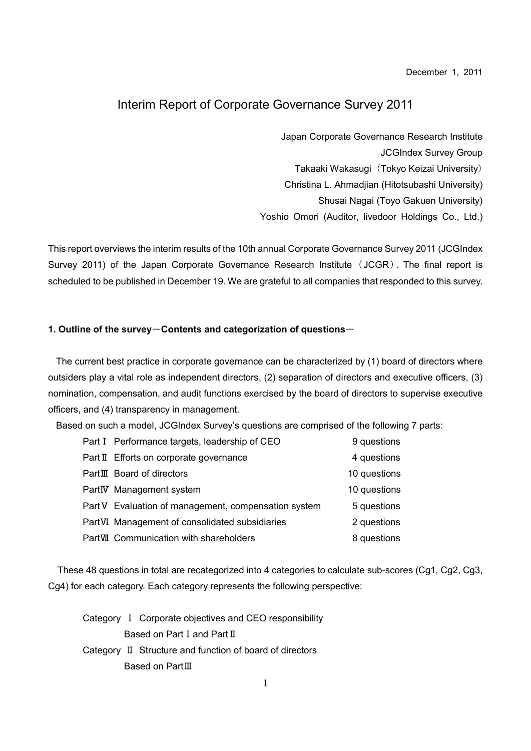December 1, 2011

# Interim Report of Corporate Governance Survey 2011

Japan Corporate Governance Research Institute
JCGIndex Survey Group
Takaaki Wakasugi（Tokyo Keizai University）
Christina L. Ahmadjian (Hitotsubashi University)
Shusai Nagai (Toyo Gakuen University)
Yoshio Omori (Auditor, livedoor Holdings Co., Ltd.)

This report overviews the interim results of the 10th annual Corporate Governance Survey 2011 (JCGIndex Survey 2011) of the Japan Corporate Governance Research Institute（JCGR）. The final report is scheduled to be published in December 19. We are grateful to all companies that responded to this survey.

## 1. Outline of the survey－Contents and categorization of questions－

The current best practice in corporate governance can be characterized by (1) board of directors where outsiders play a vital role as independent directors, (2) separation of directors and executive officers, (3) nomination, compensation, and audit functions exercised by the board of directors to supervise executive officers, and (4) transparency in management.

Based on such a model, JCGIndex Survey's questions are comprised of the following 7 parts:

| | | |
|---|---|---|
| Part Ⅰ | Performance targets, leadership of CEO | 9 questions |
| Part Ⅱ | Efforts on corporate governance | 4 questions |
| Part Ⅲ | Board of directors | 10 questions |
| Part Ⅳ | Management system | 10 questions |
| Part Ⅴ | Evaluation of management, compensation system | 5 questions |
| Part Ⅵ | Management of consolidated subsidiaries | 2 questions |
| Part Ⅶ | Communication with shareholders | 8 questions |

These 48 questions in total are recategorized into 4 categories to calculate sub-scores (Cg1, Cg2, Cg3, Cg4) for each category. Each category represents the following perspective:

Category Ⅰ Corporate objectives and CEO responsibility
Based on Part Ⅰ and Part Ⅱ

Category Ⅱ Structure and function of board of directors
Based on Part Ⅲ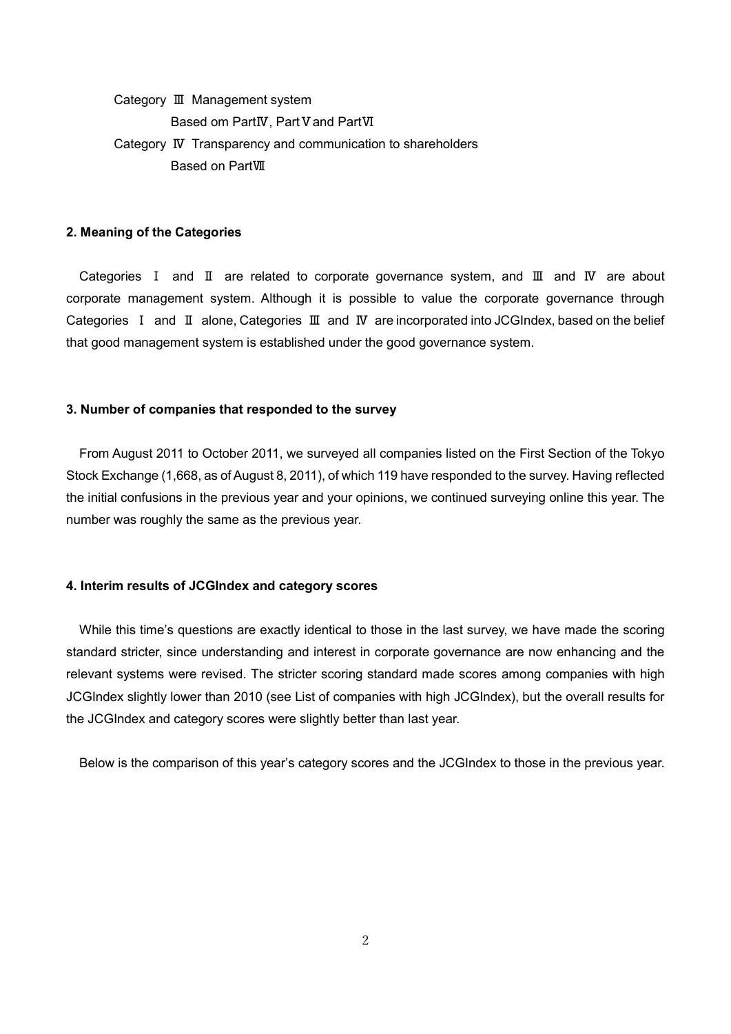Category Ⅲ Management system

Based om PartⅣ, PartⅤand PartⅥ

Category Ⅳ Transparency and communication to shareholders

Based on PartⅦ

**2. Meaning of the Categories**

Categories Ⅰ and Ⅱ are related to corporate governance system, and Ⅲ and Ⅳ are about corporate management system. Although it is possible to value the corporate governance through Categories Ⅰ and Ⅱ alone, Categories Ⅲ and Ⅳ are incorporated into JCGIndex, based on the belief that good management system is established under the good governance system.

**3. Number of companies that responded to the survey**

From August 2011 to October 2011, we surveyed all companies listed on the First Section of the Tokyo Stock Exchange (1,668, as of August 8, 2011), of which 119 have responded to the survey. Having reflected the initial confusions in the previous year and your opinions, we continued surveying online this year. The number was roughly the same as the previous year.

**4. Interim results of JCGIndex and category scores**

While this time's questions are exactly identical to those in the last survey, we have made the scoring standard stricter, since understanding and interest in corporate governance are now enhancing and the relevant systems were revised. The stricter scoring standard made scores among companies with high JCGIndex slightly lower than 2010 (see List of companies with high JCGIndex), but the overall results for the JCGIndex and category scores were slightly better than last year.

Below is the comparison of this year's category scores and the JCGIndex to those in the previous year.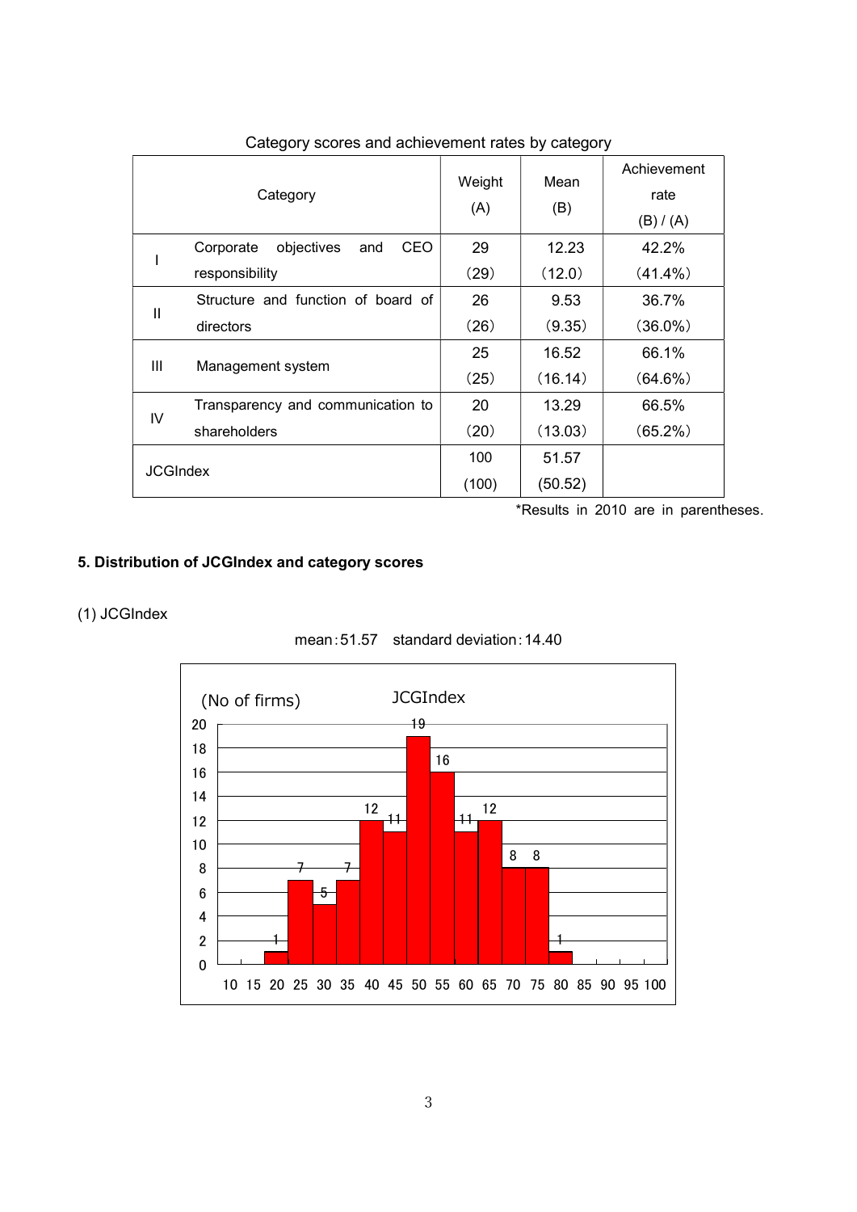Category scores and achievement rates by category

| Category | | Weight (A) | Mean (B) | Achievement rate (B) / (A) |
|---|---|---|---|---|
| I | Corporate objectives and CEO responsibility | 29 (29) | 12.23 (12.0) | 42.2% (41.4%) |
| II | Structure and function of board of directors | 26 (26) | 9.53 (9.35) | 36.7% (36.0%) |
| III | Management system | 25 (25) | 16.52 (16.14) | 66.1% (64.6%) |
| IV | Transparency and communication to shareholders | 20 (20) | 13.29 (13.03) | 66.5% (65.2%) |
| JCGIndex | | 100 (100) | 51.57 (50.52) | |

*Results in 2010 are in parentheses.

### 5. Distribution of JCGIndex and category scores

(1) JCGIndex

mean：51.57　standard deviation：14.40

JCGIndex (No of firms)

| Score range | No of firms |
|---|---|
| 10–15 | 0 |
| 15–20 | 0 |
| 20–25 | 1 |
| 25–30 | 7 |
| 30–35 | 5 |
| 35–40 | 7 |
| 40–45 | 12 |
| 45–50 | 11 |
| 50–55 | 19 |
| 55–60 | 16 |
| 60–65 | 11 |
| 65–70 | 12 |
| 70–75 | 8 |
| 75–80 | 8 |
| 80–85 | 1 |
| 85–90 | 0 |
| 90–95 | 0 |
| 95–100 | 0 |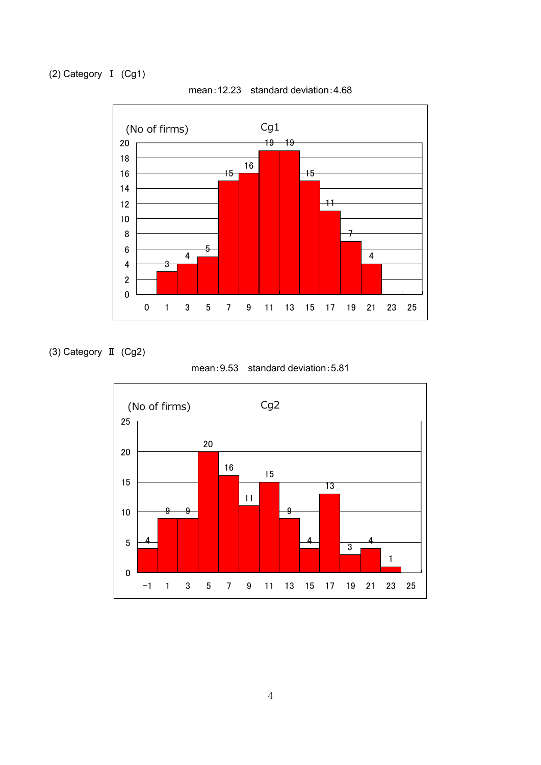(2) Category Ⅰ (Cg1)

mean：12.23　standard deviation：4.68

| Cg1 (No of firms) | 0 | 1 | 3 | 5 | 7 | 9 | 11 | 13 | 15 | 17 | 19 | 21 | 23 | 25 |
|---|---|---|---|---|---|---|---|---|---|---|---|---|---|---|
| | | 3 | 4 | 5 | 15 | 16 | 19 | 19 | 15 | 11 | 7 | 4 | | |

(3) Category Ⅱ (Cg2)

mean：9.53　standard deviation：5.81

| Cg2 (No of firms) | −1 | 1 | 3 | 5 | 7 | 9 | 11 | 13 | 15 | 17 | 19 | 21 | 23 | 25 |
|---|---|---|---|---|---|---|---|---|---|---|---|---|---|---|
| | 4 | 9 | 9 | 20 | 16 | 11 | 15 | 9 | 4 | 13 | 3 | 4 | 1 | |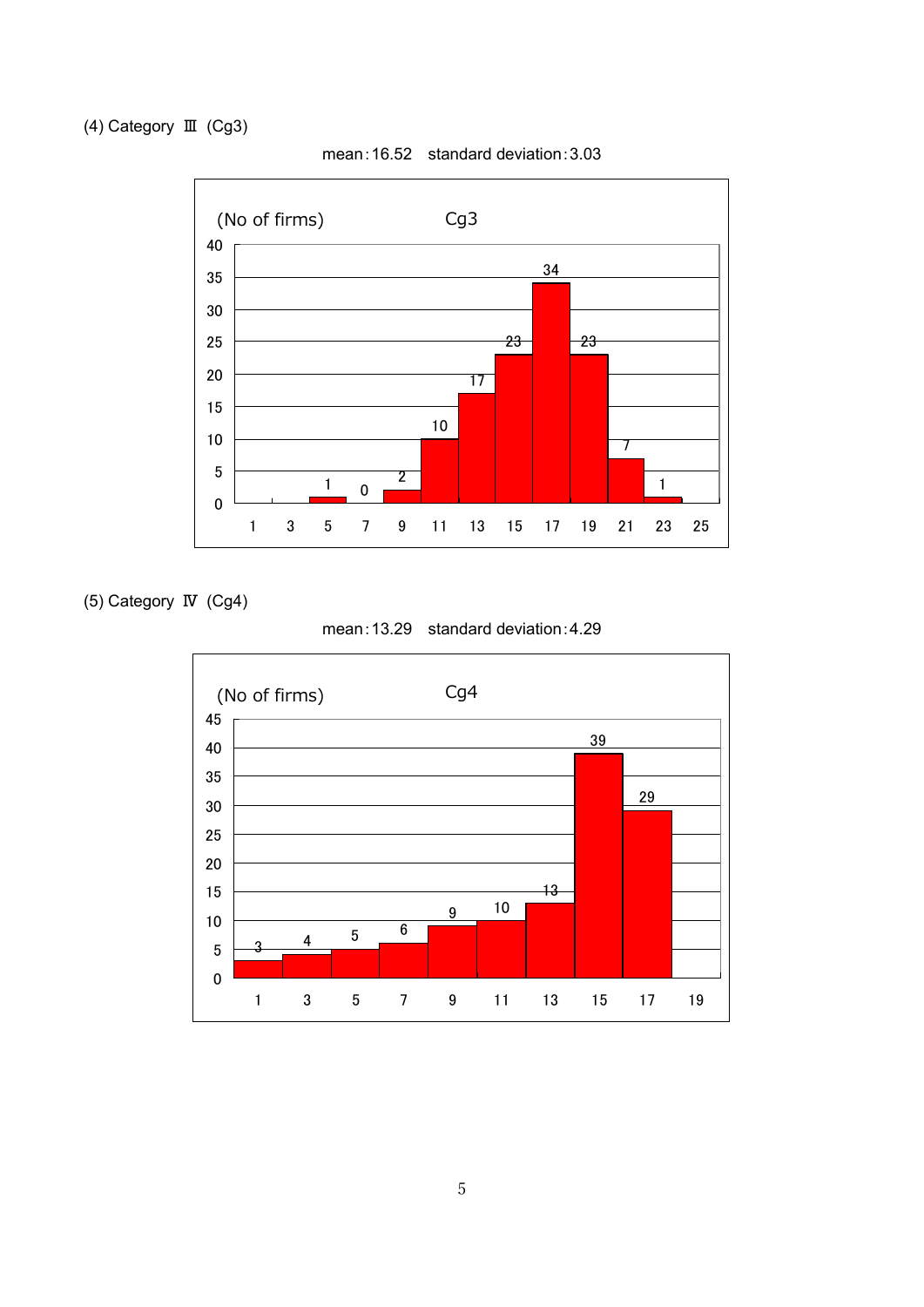(4) Category Ⅲ (Cg3)

mean：16.52　standard deviation：3.03

(No of firms)

Cg3

40
35
30
25
20
15
10
5
0

1 3 5 7 9 11 13 15 17 19 21 23 25

1 0 2 10 17 23 34 23 7 1

(5) Category Ⅳ (Cg4)

mean：13.29　standard deviation：4.29

(No of firms)

Cg4

45
40
35
30
25
20
15
10
5
0

1 3 5 7 9 11 13 15 17 19

3 4 5 6 9 10 13 39 29